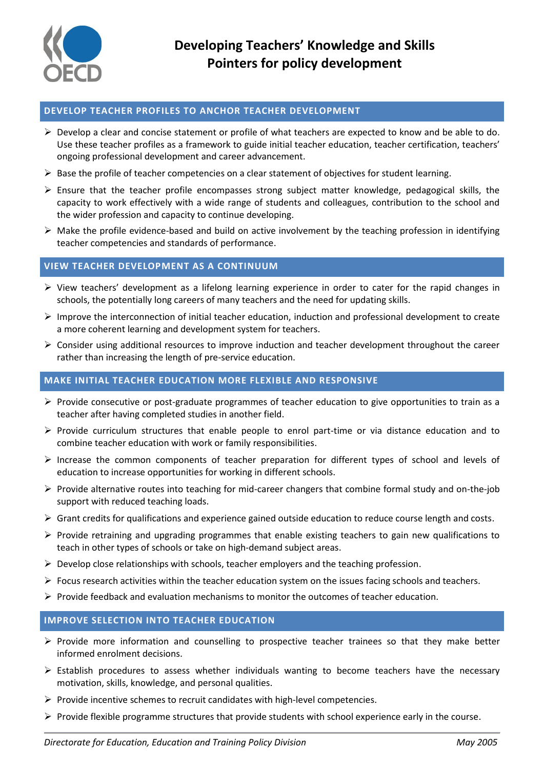# Developing Teachers' Knowledge and Skills
## Pointers for policy development

### DEVELOP TEACHER PROFILES TO ANCHOR TEACHER DEVELOPMENT

- Develop a clear and concise statement or profile of what teachers are expected to know and be able to do. Use these teacher profiles as a framework to guide initial teacher education, teacher certification, teachers' ongoing professional development and career advancement.
- Base the profile of teacher competencies on a clear statement of objectives for student learning.
- Ensure that the teacher profile encompasses strong subject matter knowledge, pedagogical skills, the capacity to work effectively with a wide range of students and colleagues, contribution to the school and the wider profession and capacity to continue developing.
- Make the profile evidence-based and build on active involvement by the teaching profession in identifying teacher competencies and standards of performance.

### VIEW TEACHER DEVELOPMENT AS A CONTINUUM

- View teachers' development as a lifelong learning experience in order to cater for the rapid changes in schools, the potentially long careers of many teachers and the need for updating skills.
- Improve the interconnection of initial teacher education, induction and professional development to create a more coherent learning and development system for teachers.
- Consider using additional resources to improve induction and teacher development throughout the career rather than increasing the length of pre-service education.

### MAKE INITIAL TEACHER EDUCATION MORE FLEXIBLE AND RESPONSIVE

- Provide consecutive or post-graduate programmes of teacher education to give opportunities to train as a teacher after having completed studies in another field.
- Provide curriculum structures that enable people to enrol part-time or via distance education and to combine teacher education with work or family responsibilities.
- Increase the common components of teacher preparation for different types of school and levels of education to increase opportunities for working in different schools.
- Provide alternative routes into teaching for mid-career changers that combine formal study and on-the-job support with reduced teaching loads.
- Grant credits for qualifications and experience gained outside education to reduce course length and costs.
- Provide retraining and upgrading programmes that enable existing teachers to gain new qualifications to teach in other types of schools or take on high-demand subject areas.
- Develop close relationships with schools, teacher employers and the teaching profession.
- Focus research activities within the teacher education system on the issues facing schools and teachers.
- Provide feedback and evaluation mechanisms to monitor the outcomes of teacher education.

### IMPROVE SELECTION INTO TEACHER EDUCATION

- Provide more information and counselling to prospective teacher trainees so that they make better informed enrolment decisions.
- Establish procedures to assess whether individuals wanting to become teachers have the necessary motivation, skills, knowledge, and personal qualities.
- Provide incentive schemes to recruit candidates with high-level competencies.
- Provide flexible programme structures that provide students with school experience early in the course.

*Directorate for Education, Education and Training Policy Division* *May 2005*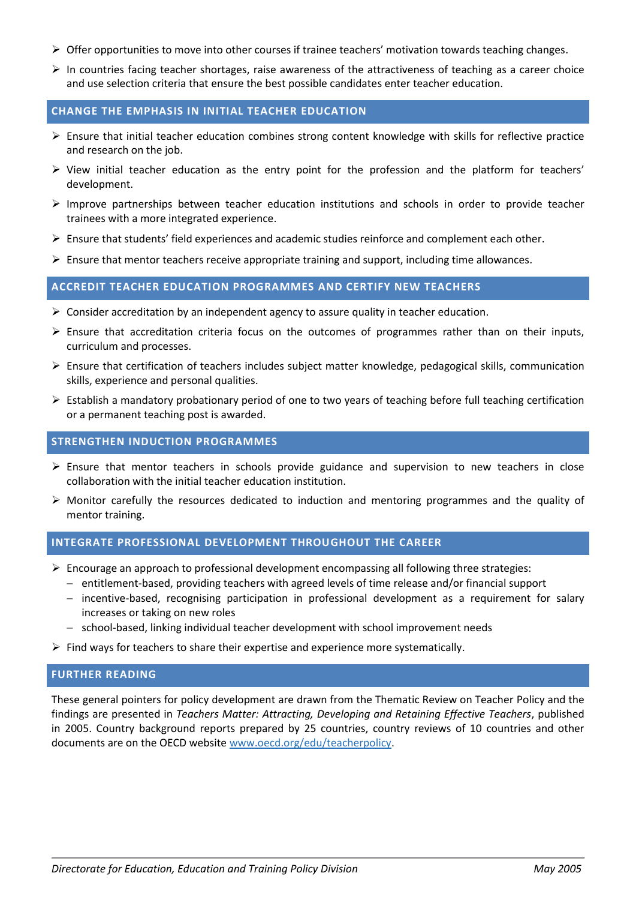- Offer opportunities to move into other courses if trainee teachers' motivation towards teaching changes.
- In countries facing teacher shortages, raise awareness of the attractiveness of teaching as a career choice and use selection criteria that ensure the best possible candidates enter teacher education.

## CHANGE THE EMPHASIS IN INITIAL TEACHER EDUCATION

- Ensure that initial teacher education combines strong content knowledge with skills for reflective practice and research on the job.
- View initial teacher education as the entry point for the profession and the platform for teachers' development.
- Improve partnerships between teacher education institutions and schools in order to provide teacher trainees with a more integrated experience.
- Ensure that students' field experiences and academic studies reinforce and complement each other.
- Ensure that mentor teachers receive appropriate training and support, including time allowances.

## ACCREDIT TEACHER EDUCATION PROGRAMMES AND CERTIFY NEW TEACHERS

- Consider accreditation by an independent agency to assure quality in teacher education.
- Ensure that accreditation criteria focus on the outcomes of programmes rather than on their inputs, curriculum and processes.
- Ensure that certification of teachers includes subject matter knowledge, pedagogical skills, communication skills, experience and personal qualities.
- Establish a mandatory probationary period of one to two years of teaching before full teaching certification or a permanent teaching post is awarded.

## STRENGTHEN INDUCTION PROGRAMMES

- Ensure that mentor teachers in schools provide guidance and supervision to new teachers in close collaboration with the initial teacher education institution.
- Monitor carefully the resources dedicated to induction and mentoring programmes and the quality of mentor training.

## INTEGRATE PROFESSIONAL DEVELOPMENT THROUGHOUT THE CAREER

- Encourage an approach to professional development encompassing all following three strategies:
  - entitlement-based, providing teachers with agreed levels of time release and/or financial support
  - incentive-based, recognising participation in professional development as a requirement for salary increases or taking on new roles
  - school-based, linking individual teacher development with school improvement needs
- Find ways for teachers to share their expertise and experience more systematically.

## FURTHER READING

These general pointers for policy development are drawn from the Thematic Review on Teacher Policy and the findings are presented in *Teachers Matter: Attracting, Developing and Retaining Effective Teachers*, published in 2005. Country background reports prepared by 25 countries, country reviews of 10 countries and other documents are on the OECD website www.oecd.org/edu/teacherpolicy.

*Directorate for Education, Education and Training Policy Division* — *May 2005*